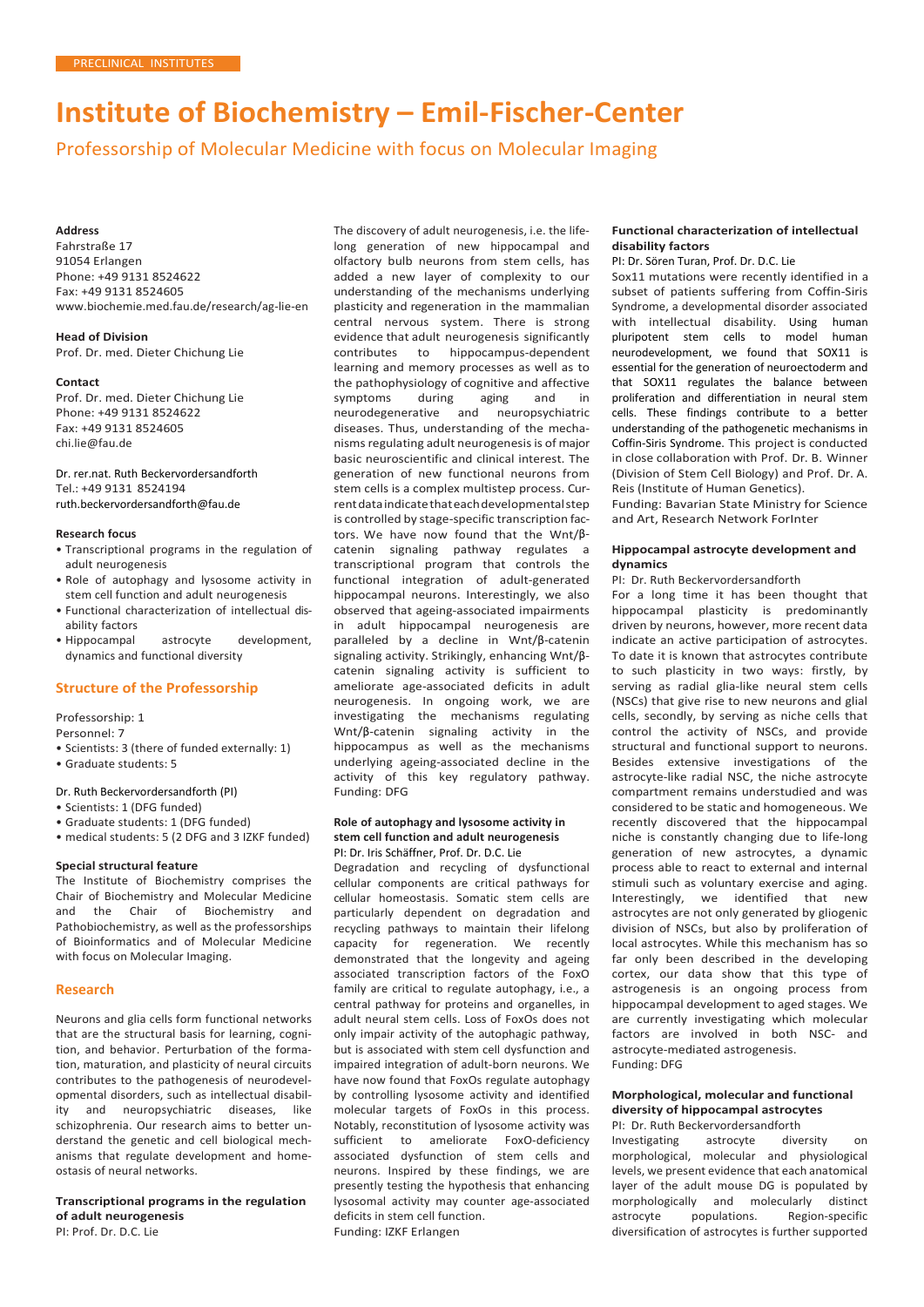PRECLINICAL INSTITUTES

# Institute of Biochemistry – Emil-Fischer-Center

## Professorship of Molecular Medicine with focus on Molecular Imaging

**Address**
Fahrstraße 17
91054 Erlangen
Phone: +49 9131 8524622
Fax: +49 9131 8524605
www.biochemie.med.fau.de/research/ag-lie-en

**Head of Division**
Prof. Dr. med. Dieter Chichung Lie

**Contact**
Prof. Dr. med. Dieter Chichung Lie
Phone: +49 9131 8524622
Fax: +49 9131 8524605
chi.lie@fau.de

Dr. rer.nat. Ruth Beckervordersandforth
Tel.: +49 9131 8524194
ruth.beckervordersandforth@fau.de

**Research focus**

- Transcriptional programs in the regulation of adult neurogenesis
- Role of autophagy and lysosome activity in stem cell function and adult neurogenesis
- Functional characterization of intellectual disability factors
- Hippocampal astrocyte development, dynamics and functional diversity

### Structure of the Professorship

Professorship: 1
Personnel: 7

- Scientists: 3 (there of funded externally: 1)
- Graduate students: 5

Dr. Ruth Beckervordersandforth (PI)

- Scientists: 1 (DFG funded)
- Graduate students: 1 (DFG funded)
- medical students: 5 (2 DFG and 3 IZKF funded)

**Special structural feature**

The Institute of Biochemistry comprises the Chair of Biochemistry and Molecular Medicine and the Chair of Biochemistry and Pathobiochemistry, as well as the professorships of Bioinformatics and of Molecular Medicine with focus on Molecular Imaging.

### Research

Neurons and glia cells form functional networks that are the structural basis for learning, cognition, and behavior. Perturbation of the formation, maturation, and plasticity of neural circuits contributes to the pathogenesis of neurodevelopmental disorders, such as intellectual disability and neuropsychiatric diseases, like schizophrenia. Our research aims to better understand the genetic and cell biological mechanisms that regulate development and homeostasis of neural networks.

**Transcriptional programs in the regulation of adult neurogenesis**
PI: Prof. Dr. D.C. Lie

The discovery of adult neurogenesis, i.e. the lifelong generation of new hippocampal and olfactory bulb neurons from stem cells, has added a new layer of complexity to our understanding of the mechanisms underlying plasticity and regeneration in the mammalian central nervous system. There is strong evidence that adult neurogenesis significantly contributes to hippocampus-dependent learning and memory processes as well as to the pathophysiology of cognitive and affective symptoms during aging and in neurodegenerative and neuropsychiatric diseases. Thus, understanding of the mechanisms regulating adult neurogenesis is of major basic neuroscientific and clinical interest. The generation of new functional neurons from stem cells is a complex multistep process. Current data indicate that each developmental step is controlled by stage-specific transcription factors. We have now found that the Wnt/β-catenin signaling pathway regulates a transcriptional program that controls the functional integration of adult-generated hippocampal neurons. Interestingly, we also observed that ageing-associated impairments in adult hippocampal neurogenesis are paralleled by a decline in Wnt/β-catenin signaling activity. Strikingly, enhancing Wnt/β-catenin signaling activity is sufficient to ameliorate age-associated deficits in adult neurogenesis. In ongoing work, we are investigating the mechanisms regulating Wnt/β-catenin signaling activity in the hippocampus as well as the mechanisms underlying ageing-associated decline in the activity of this key regulatory pathway.
Funding: DFG

**Role of autophagy and lysosome activity in stem cell function and adult neurogenesis**
PI: Dr. Iris Schäffner, Prof. Dr. D.C. Lie

Degradation and recycling of dysfunctional cellular components are critical pathways for cellular homeostasis. Somatic stem cells are particularly dependent on degradation and recycling pathways to maintain their lifelong capacity for regeneration. We recently demonstrated that the longevity and ageing associated transcription factors of the FoxO family are critical to regulate autophagy, i.e., a central pathway for proteins and organelles, in adult neural stem cells. Loss of FoxOs does not only impair activity of the autophagic pathway, but is associated with stem cell dysfunction and impaired integration of adult-born neurons. We have now found that FoxOs regulate autophagy by controlling lysosome activity and identified molecular targets of FoxOs in this process. Notably, reconstitution of lysosome activity was sufficient to ameliorate FoxO-deficiency associated dysfunction of stem cells and neurons. Inspired by these findings, we are presently testing the hypothesis that enhancing lysosomal activity may counter age-associated deficits in stem cell function.
Funding: IZKF Erlangen

**Functional characterization of intellectual disability factors**
PI: Dr. Sören Turan, Prof. Dr. D.C. Lie

Sox11 mutations were recently identified in a subset of patients suffering from Coffin-Siris Syndrome, a developmental disorder associated with intellectual disability. Using human pluripotent stem cells to model human neurodevelopment, we found that SOX11 is essential for the generation of neuroectoderm and that SOX11 regulates the balance between proliferation and differentiation in neural stem cells. These findings contribute to a better understanding of the pathogenetic mechanisms in Coffin-Siris Syndrome. This project is conducted in close collaboration with Prof. Dr. B. Winner (Division of Stem Cell Biology) and Prof. Dr. A. Reis (Institute of Human Genetics).
Funding: Bavarian State Ministry for Science and Art, Research Network ForInter

**Hippocampal astrocyte development and dynamics**
PI: Dr. Ruth Beckervordersandforth

For a long time it has been thought that hippocampal plasticity is predominantly driven by neurons, however, more recent data indicate an active participation of astrocytes. To date it is known that astrocytes contribute to such plasticity in two ways: firstly, by serving as radial glia-like neural stem cells (NSCs) that give rise to new neurons and glial cells, secondly, by serving as niche cells that control the activity of NSCs, and provide structural and functional support to neurons. Besides extensive investigations of the astrocyte-like radial NSC, the niche astrocyte compartment remains understudied and was considered to be static and homogeneous. We recently discovered that the hippocampal niche is constantly changing due to life-long generation of new astrocytes, a dynamic process able to react to external and internal stimuli such as voluntary exercise and aging. Interestingly, we identified that new astrocytes are not only generated by gliogenic division of NSCs, but also by proliferation of local astrocytes. While this mechanism has so far only been described in the developing cortex, our data show that this type of astrogenesis is an ongoing process from hippocampal development to aged stages. We are currently investigating which molecular factors are involved in both NSC- and astrocyte-mediated astrogenesis.
Funding: DFG

**Morphological, molecular and functional diversity of hippocampal astrocytes**
PI: Dr. Ruth Beckervordersandforth

Investigating astrocyte diversity on morphological, molecular and physiological levels, we present evidence that each anatomical layer of the adult mouse DG is populated by morphologically and molecularly distinct astrocyte populations. Region-specific diversification of astrocytes is further supported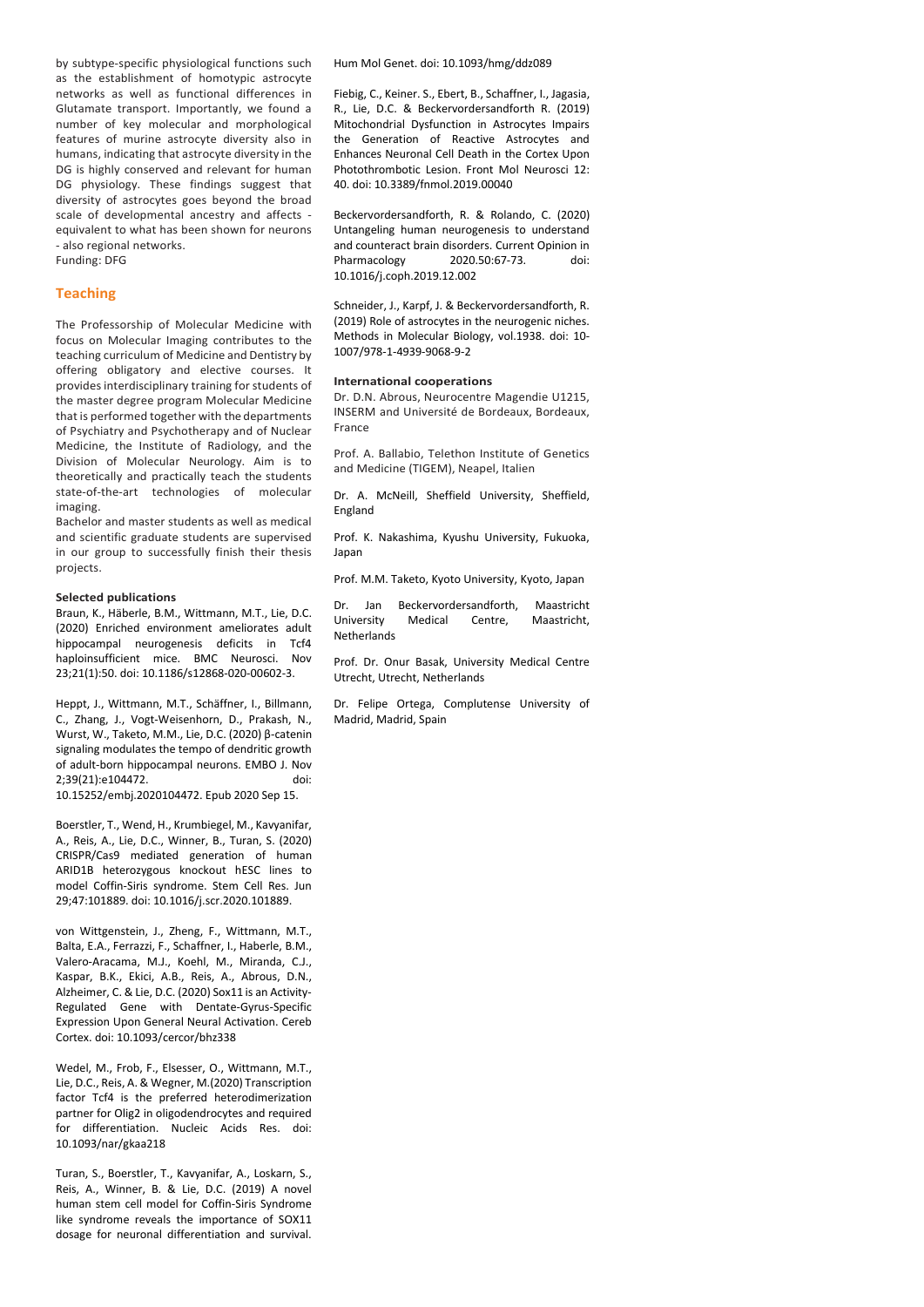by subtype-specific physiological functions such as the establishment of homotypic astrocyte networks as well as functional differences in Glutamate transport. Importantly, we found a number of key molecular and morphological features of murine astrocyte diversity also in humans, indicating that astrocyte diversity in the DG is highly conserved and relevant for human DG physiology. These findings suggest that diversity of astrocytes goes beyond the broad scale of developmental ancestry and affects - equivalent to what has been shown for neurons - also regional networks.
Funding: DFG

## Teaching

The Professorship of Molecular Medicine with focus on Molecular Imaging contributes to the teaching curriculum of Medicine and Dentistry by offering obligatory and elective courses. It provides interdisciplinary training for students of the master degree program Molecular Medicine that is performed together with the departments of Psychiatry and Psychotherapy and of Nuclear Medicine, the Institute of Radiology, and the Division of Molecular Neurology. Aim is to theoretically and practically teach the students state-of-the-art technologies of molecular imaging.
Bachelor and master students as well as medical and scientific graduate students are supervised in our group to successfully finish their thesis projects.

### Selected publications

Braun, K., Häberle, B.M., Wittmann, M.T., Lie, D.C. (2020) Enriched environment ameliorates adult hippocampal neurogenesis deficits in Tcf4 haploinsufficient mice. BMC Neurosci. Nov 23;21(1):50. doi: 10.1186/s12868-020-00602-3.

Heppt, J., Wittmann, M.T., Schäffner, I., Billmann, C., Zhang, J., Vogt-Weisenhorn, D., Prakash, N., Wurst, W., Taketo, M.M., Lie, D.C. (2020) β-catenin signaling modulates the tempo of dendritic growth of adult-born hippocampal neurons. EMBO J. Nov 2;39(21):e104472. doi: 10.15252/embj.2020104472. Epub 2020 Sep 15.

Boerstler, T., Wend, H., Krumbiegel, M., Kavyanifar, A., Reis, A., Lie, D.C., Winner, B., Turan, S. (2020) CRISPR/Cas9 mediated generation of human ARID1B heterozygous knockout hESC lines to model Coffin-Siris syndrome. Stem Cell Res. Jun 29;47:101889. doi: 10.1016/j.scr.2020.101889.

von Wittgenstein, J., Zheng, F., Wittmann, M.T., Balta, E.A., Ferrazzi, F., Schaffner, I., Haberle, B.M., Valero-Aracama, M.J., Koehl, M., Miranda, C.J., Kaspar, B.K., Ekici, A.B., Reis, A., Abrous, D.N., Alzheimer, C. & Lie, D.C. (2020) Sox11 is an Activity-Regulated Gene with Dentate-Gyrus-Specific Expression Upon General Neural Activation. Cereb Cortex. doi: 10.1093/cercor/bhz338

Wedel, M., Frob, F., Elsesser, O., Wittmann, M.T., Lie, D.C., Reis, A. & Wegner, M.(2020) Transcription factor Tcf4 is the preferred heterodimerization partner for Olig2 in oligodendrocytes and required for differentiation. Nucleic Acids Res. doi: 10.1093/nar/gkaa218

Turan, S., Boerstler, T., Kavyanifar, A., Loskarn, S., Reis, A., Winner, B. & Lie, D.C. (2019) A novel human stem cell model for Coffin-Siris Syndrome like syndrome reveals the importance of SOX11 dosage for neuronal differentiation and survival. Hum Mol Genet. doi: 10.1093/hmg/ddz089

Fiebig, C., Keiner. S., Ebert, B., Schaffner, I., Jagasia, R., Lie, D.C. & Beckervordersandforth R. (2019) Mitochondrial Dysfunction in Astrocytes Impairs the Generation of Reactive Astrocytes and Enhances Neuronal Cell Death in the Cortex Upon Photothrombotic Lesion. Front Mol Neurosci 12: 40. doi: 10.3389/fnmol.2019.00040

Beckervordersandforth, R. & Rolando, C. (2020) Untangeling human neurogenesis to understand and counteract brain disorders. Current Opinion in Pharmacology 2020.50:67-73. doi: 10.1016/j.coph.2019.12.002

Schneider, J., Karpf, J. & Beckervordersandforth, R. (2019) Role of astrocytes in the neurogenic niches. Methods in Molecular Biology, vol.1938. doi: 10-1007/978-1-4939-9068-9-2

### International cooperations

Dr. D.N. Abrous, Neurocentre Magendie U1215, INSERM and Université de Bordeaux, Bordeaux, France

Prof. A. Ballabio, Telethon Institute of Genetics and Medicine (TIGEM), Neapel, Italien

Dr. A. McNeill, Sheffield University, Sheffield, England

Prof. K. Nakashima, Kyushu University, Fukuoka, Japan

Prof. M.M. Taketo, Kyoto University, Kyoto, Japan

Dr. Jan Beckervordersandforth, Maastricht University Medical Centre, Maastricht, Netherlands

Prof. Dr. Onur Basak, University Medical Centre Utrecht, Utrecht, Netherlands

Dr. Felipe Ortega, Complutense University of Madrid, Madrid, Spain